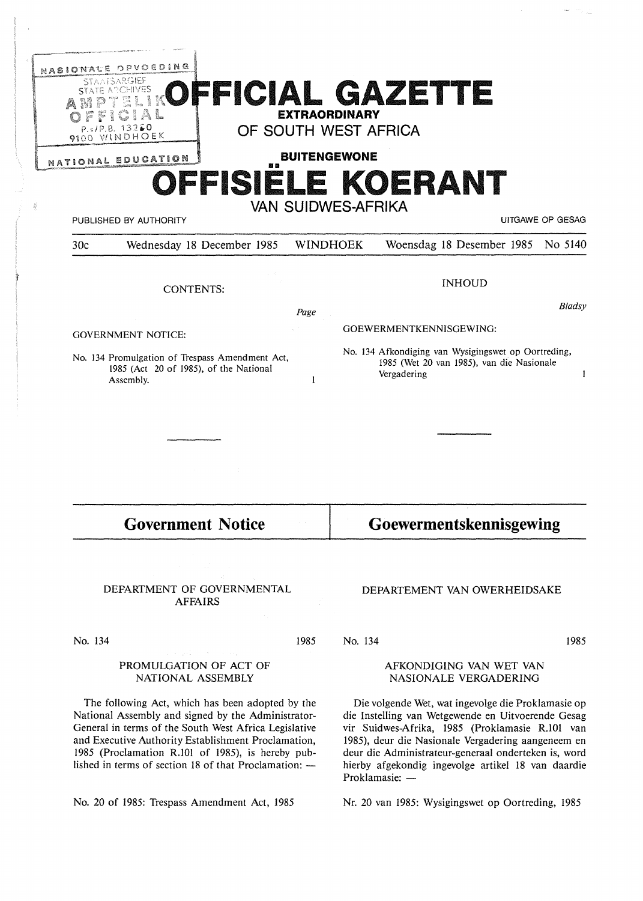# OFFICIAL GAZETTE EXTRAORDINARY OF SOUTH WEST AFRICA

# BUITENGEWONE OFFISIËLE KOERANT VAN SUIDWES-AFRIKA

PUBLISHED BY AUTHORITY — UITGAWE OP GESAG

30c — Wednesday 18 December 1985 — WINDHOEK — Woensdag 18 Desember 1985 — No 5140

## CONTENTS:

| | Page |
|---|---|
| GOVERNMENT NOTICE: | |
| No. 134 Promulgation of Trespass Amendment Act, 1985 (Act 20 of 1985), of the National Assembly. | 1 |

## INHOUD

| | Bladsy |
|---|---|
| GOEWERMENTKENNISGEWING: | |
| No. 134 Afkondiging van Wysigingswet op Oortreding, 1985 (Wet 20 van 1985), van die Nasionale Vergadering | 1 |

---

## Government Notice

### DEPARTMENT OF GOVERNMENTAL AFFAIRS

No. 134 — 1985

### PROMULGATION OF ACT OF NATIONAL ASSEMBLY

The following Act, which has been adopted by the National Assembly and signed by the Administrator-General in terms of the South West Africa Legislative and Executive Authority Establishment Proclamation, 1985 (Proclamation R.101 of 1985), is hereby published in terms of section 18 of that Proclamation: —

No. 20 of 1985: Trespass Amendment Act, 1985

## Goewermentskennisgewing

### DEPARTEMENT VAN OWERHEIDSAKE

No. 134 — 1985

### AFKONDIGING VAN WET VAN NASIONALE VERGADERING

Die volgende Wet, wat ingevolge die Proklamasie op die Instelling van Wetgewende en Uitvoerende Gesag vir Suidwes-Afrika, 1985 (Proklamasie R.101 van 1985), deur die Nasionale Vergadering aangeneem en deur die Administrateur-generaal onderteken is, word hierby afgekondig ingevolge artikel 18 van daardie Proklamasie: —

Nr. 20 van 1985: Wysigingswet op Oortreding, 1985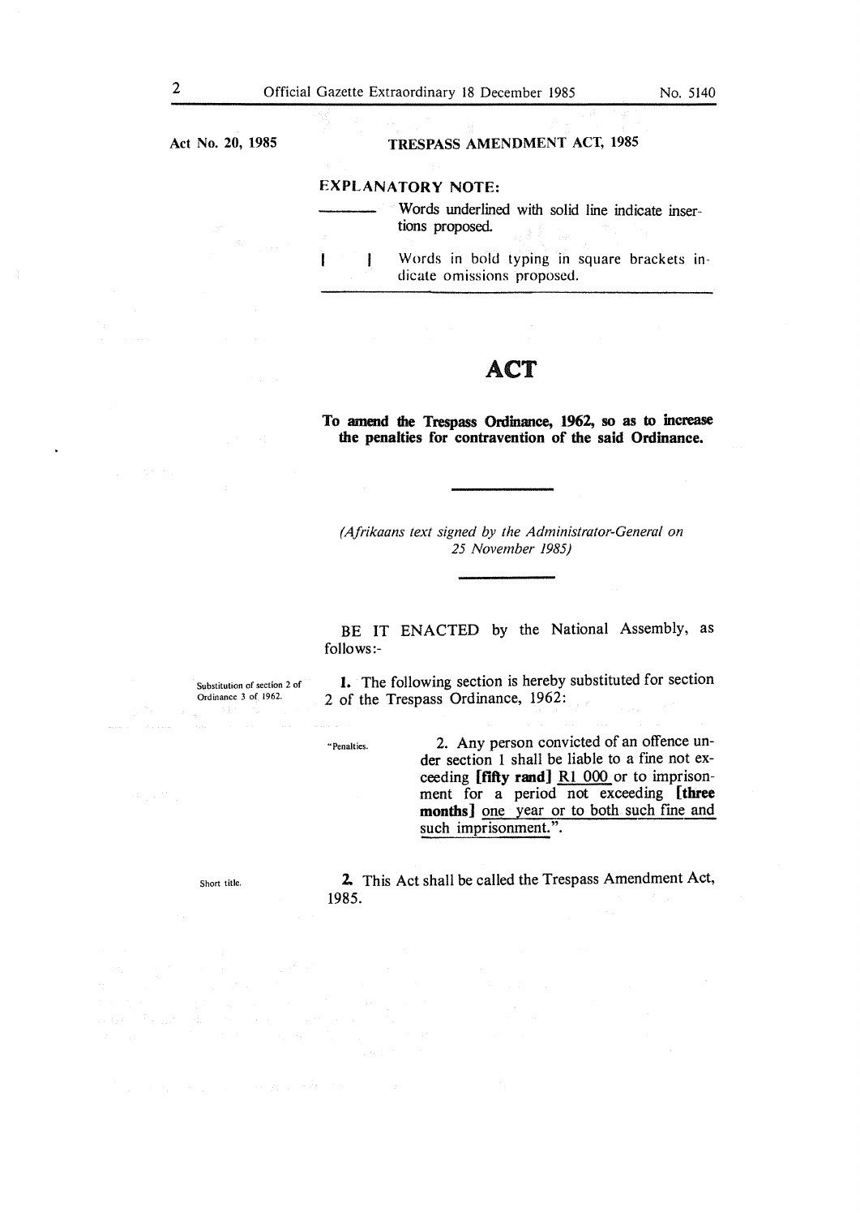Act No. 20, 1985

**TRESPASS AMENDMENT ACT, 1985**

**EXPLANATORY NOTE:**

——— Words underlined with solid line indicate insertions proposed.

[ ] Words in bold typing in square brackets indicate omissions proposed.

# ACT

**To amend the Trespass Ordinance, 1962, so as to increase the penalties for contravention of the said Ordinance.**

*(Afrikaans text signed by the Administrator-General on 25 November 1985)*

BE IT ENACTED by the National Assembly, as follows:-

Substitution of section 2 of Ordinance 3 of 1962.

**1.** The following section is hereby substituted for section 2 of the Trespass Ordinance, 1962:

"Penalties.

2. Any person convicted of an offence under section 1 shall be liable to a fine not exceeding **[fifty rand]** <u>R1 000</u> or to imprisonment for a period not exceeding **[three months]** <u>one year or to both such fine and such imprisonment.</u>".

Short title.

**2.** This Act shall be called the Trespass Amendment Act, 1985.